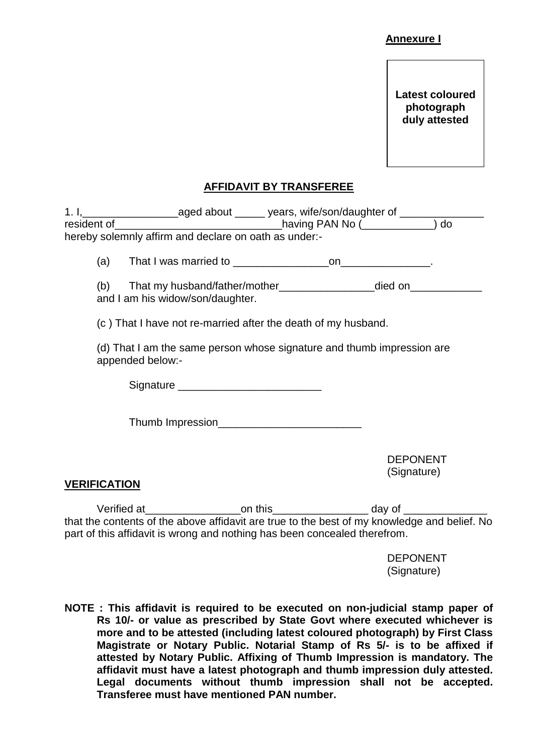**Annexure I**

**Latest coloured photograph duly attested**

## AFFIDAVIT BY TRANSFEREE

1. I,________________aged about _____ years, wife/son/daughter of ______________ resident of____________________________having PAN No (____________) do hereby solemnly affirm and declare on oath as under:-

(a) That I was married to ________________on_______________.

(b) That my husband/father/mother________________died on____________ and I am his widow/son/daughter.

(c ) That I have not re-married after the death of my husband.

(d) That I am the same person whose signature and thumb impression are appended below:-

Signature ________________________

Thumb Impression________________________

DEPONENT
(Signature)

**VERIFICATION**

Verified at________________on this________________ day of ______________ that the contents of the above affidavit are true to the best of my knowledge and belief. No part of this affidavit is wrong and nothing has been concealed therefrom.

DEPONENT
(Signature)

**NOTE : This affidavit is required to be executed on non-judicial stamp paper of Rs 10/- or value as prescribed by State Govt where executed whichever is more and to be attested (including latest coloured photograph) by First Class Magistrate or Notary Public. Notarial Stamp of Rs 5/- is to be affixed if attested by Notary Public. Affixing of Thumb Impression is mandatory. The affidavit must have a latest photograph and thumb impression duly attested. Legal documents without thumb impression shall not be accepted. Transferee must have mentioned PAN number.**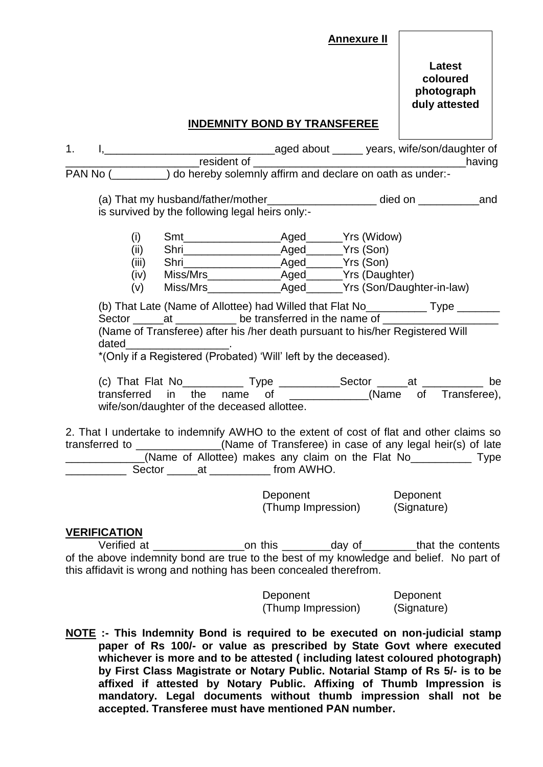**Annexure II**

**Latest coloured photograph duly attested**

## INDEMNITY BOND BY TRANSFEREE

1. I,____________________________aged about _____ years, wife/son/daughter of _____________________resident of ___________________________________having PAN No (_________) do hereby solemnly affirm and declare on oath as under:-

(a) That my husband/father/mother__________________ died on __________and is survived by the following legal heirs only:-

(i) Smt________________Aged______Yrs (Widow)
(ii) Shri________________Aged______Yrs (Son)
(iii) Shri________________Aged______Yrs (Son)
(iv) Miss/Mrs____________Aged______Yrs (Daughter)
(v) Miss/Mrs____________Aged______Yrs (Son/Daughter-in-law)

(b) That Late (Name of Allottee) had Willed that Flat No__________ Type _______ Sector _____at __________ be transferred in the name of ___________________ (Name of Transferee) after his /her death pursuant to his/her Registered Will dated_________________.
*(Only if a Registered (Probated) 'Will' left by the deceased).

(c) That Flat No__________ Type __________Sector _____at __________ be transferred in the name of _____________(Name of Transferee), wife/son/daughter of the deceased allottee.

2. That I undertake to indemnify AWHO to the extent of cost of flat and other claims so transferred to ______________(Name of Transferee) in case of any legal heir(s) of late _____________(Name of Allottee) makes any claim on the Flat No__________ Type __________ Sector _____at __________ from AWHO.

Deponent (Thump Impression) | Deponent (Signature)

**VERIFICATION**

Verified at _______________on this ________day of_________that the contents of the above indemnity bond are true to the best of my knowledge and belief. No part of this affidavit is wrong and nothing has been concealed therefrom.

Deponent (Thump Impression) | Deponent (Signature)

**NOTE :- This Indemnity Bond is required to be executed on non-judicial stamp paper of Rs 100/- or value as prescribed by State Govt where executed whichever is more and to be attested ( including latest coloured photograph) by First Class Magistrate or Notary Public. Notarial Stamp of Rs 5/- is to be affixed if attested by Notary Public. Affixing of Thumb Impression is mandatory. Legal documents without thumb impression shall not be accepted. Transferee must have mentioned PAN number.**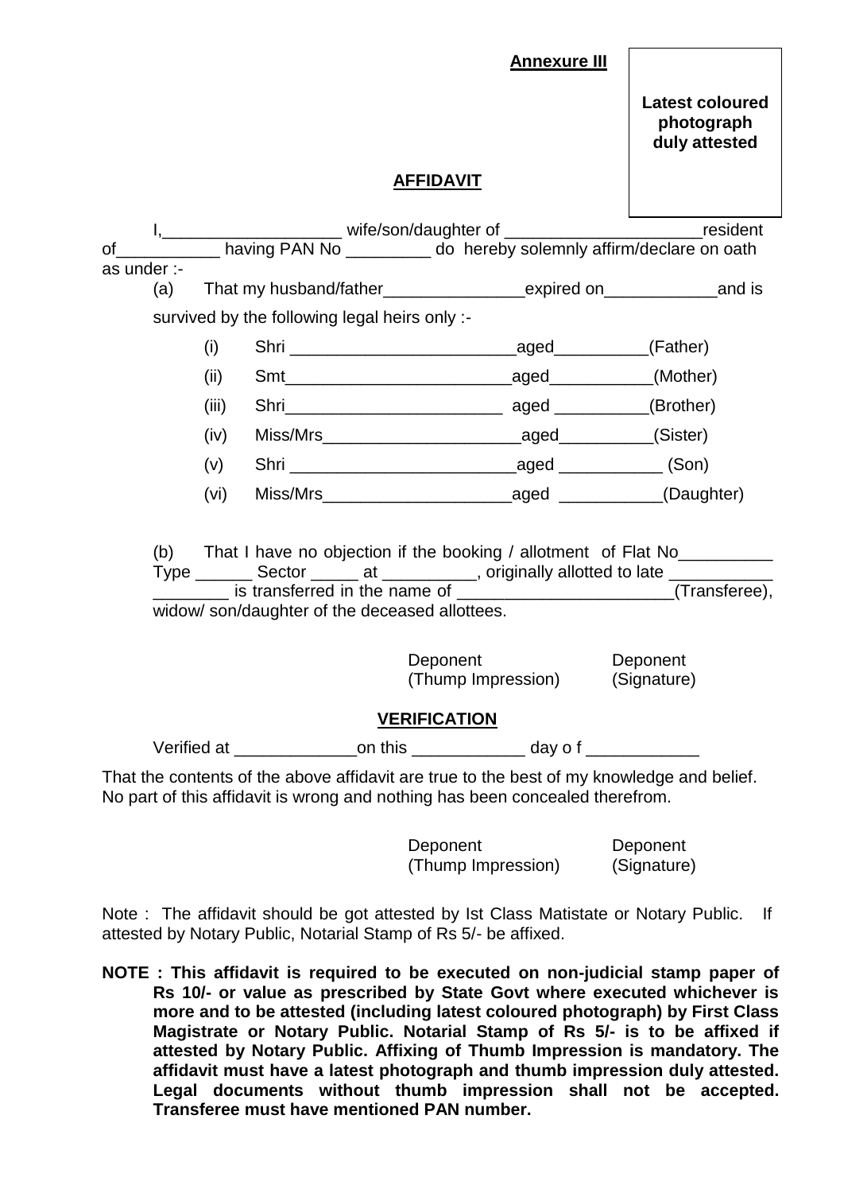**Annexure III**

**Latest coloured photograph duly attested**

## AFFIDAVIT

I,___________________ wife/son/daughter of _____________________resident of___________ having PAN No _________ do hereby solemnly affirm/declare on oath as under :-

(a) That my husband/father_______________expired on____________and is survived by the following legal heirs only :-

(i) Shri ________________________aged__________(Father)

(ii) Smt________________________aged___________(Mother)

(iii) Shri_______________________ aged __________(Brother)

(iv) Miss/Mrs_____________________aged__________(Sister)

(v) Shri ________________________aged ___________ (Son)

(vi) Miss/Mrs____________________aged ___________(Daughter)

(b) That I have no objection if the booking / allotment of Flat No__________ Type ______ Sector _____ at __________, originally allotted to late ___________ ________ is transferred in the name of _______________________(Transferee), widow/ son/daughter of the deceased allottees.

Deponent (Thump Impression) Deponent (Signature)

## VERIFICATION

Verified at _____________on this ____________ day o f ____________

That the contents of the above affidavit are true to the best of my knowledge and belief. No part of this affidavit is wrong and nothing has been concealed therefrom.

Deponent (Thump Impression) Deponent (Signature)

Note : The affidavit should be got attested by Ist Class Matistate or Notary Public. If attested by Notary Public, Notarial Stamp of Rs 5/- be affixed.

**NOTE : This affidavit is required to be executed on non-judicial stamp paper of Rs 10/- or value as prescribed by State Govt where executed whichever is more and to be attested (including latest coloured photograph) by First Class Magistrate or Notary Public. Notarial Stamp of Rs 5/- is to be affixed if attested by Notary Public. Affixing of Thumb Impression is mandatory. The affidavit must have a latest photograph and thumb impression duly attested. Legal documents without thumb impression shall not be accepted. Transferee must have mentioned PAN number.**